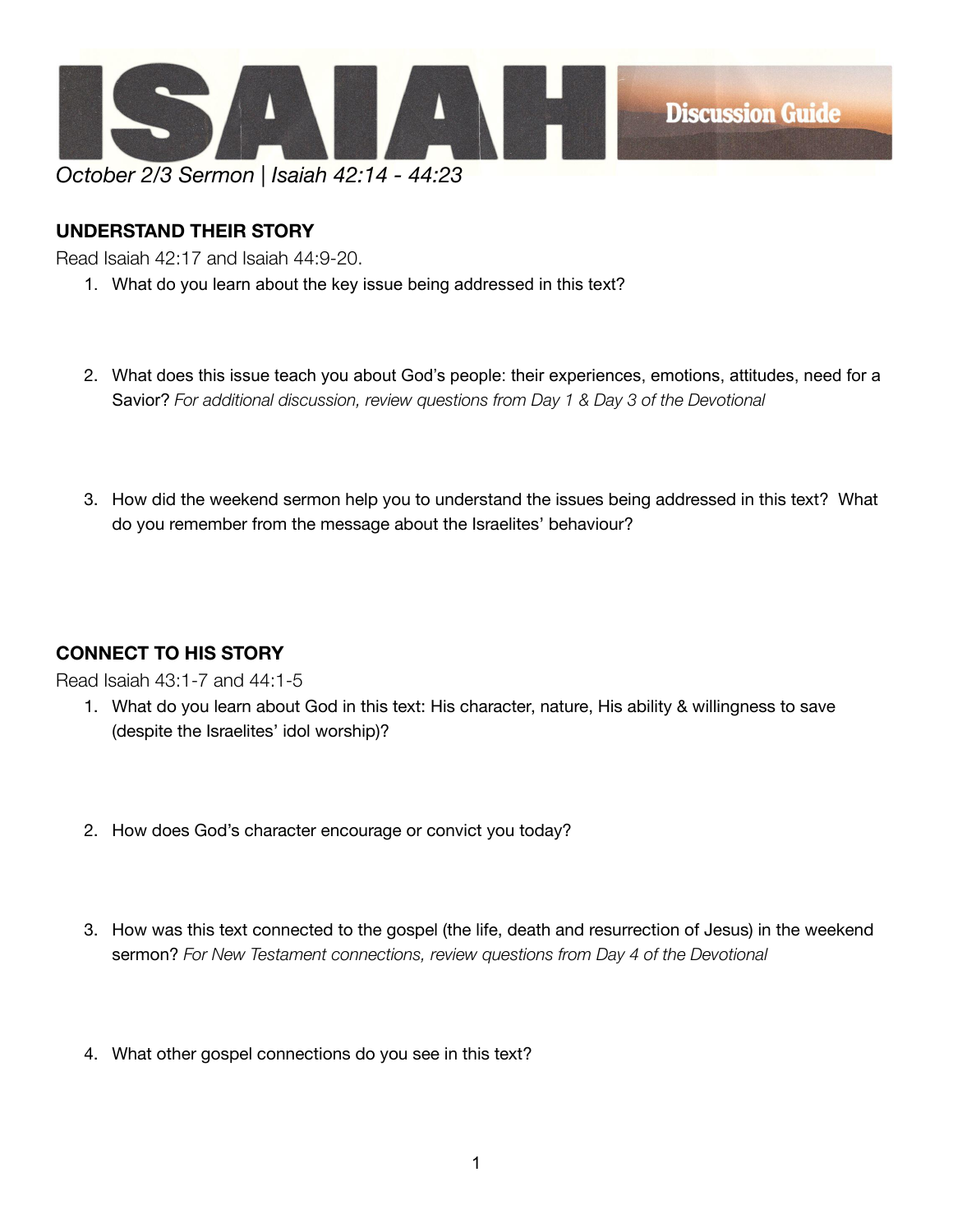# ISAIAH Discussion Guide

*October 2/3 Sermon | Isaiah 42:14 - 44:23*

## UNDERSTAND THEIR STORY

Read Isaiah 42:17 and Isaiah 44:9-20.

1. What do you learn about the key issue being addressed in this text?

2. What does this issue teach you about God's people: their experiences, emotions, attitudes, need for a Savior? *For additional discussion, review questions from Day 1 & Day 3 of the Devotional*

3. How did the weekend sermon help you to understand the issues being addressed in this text? What do you remember from the message about the Israelites' behaviour?

## CONNECT TO HIS STORY

Read Isaiah 43:1-7 and 44:1-5

1. What do you learn about God in this text: His character, nature, His ability & willingness to save (despite the Israelites' idol worship)?

2. How does God's character encourage or convict you today?

3. How was this text connected to the gospel (the life, death and resurrection of Jesus) in the weekend sermon? *For New Testament connections, review questions from Day 4 of the Devotional*

4. What other gospel connections do you see in this text?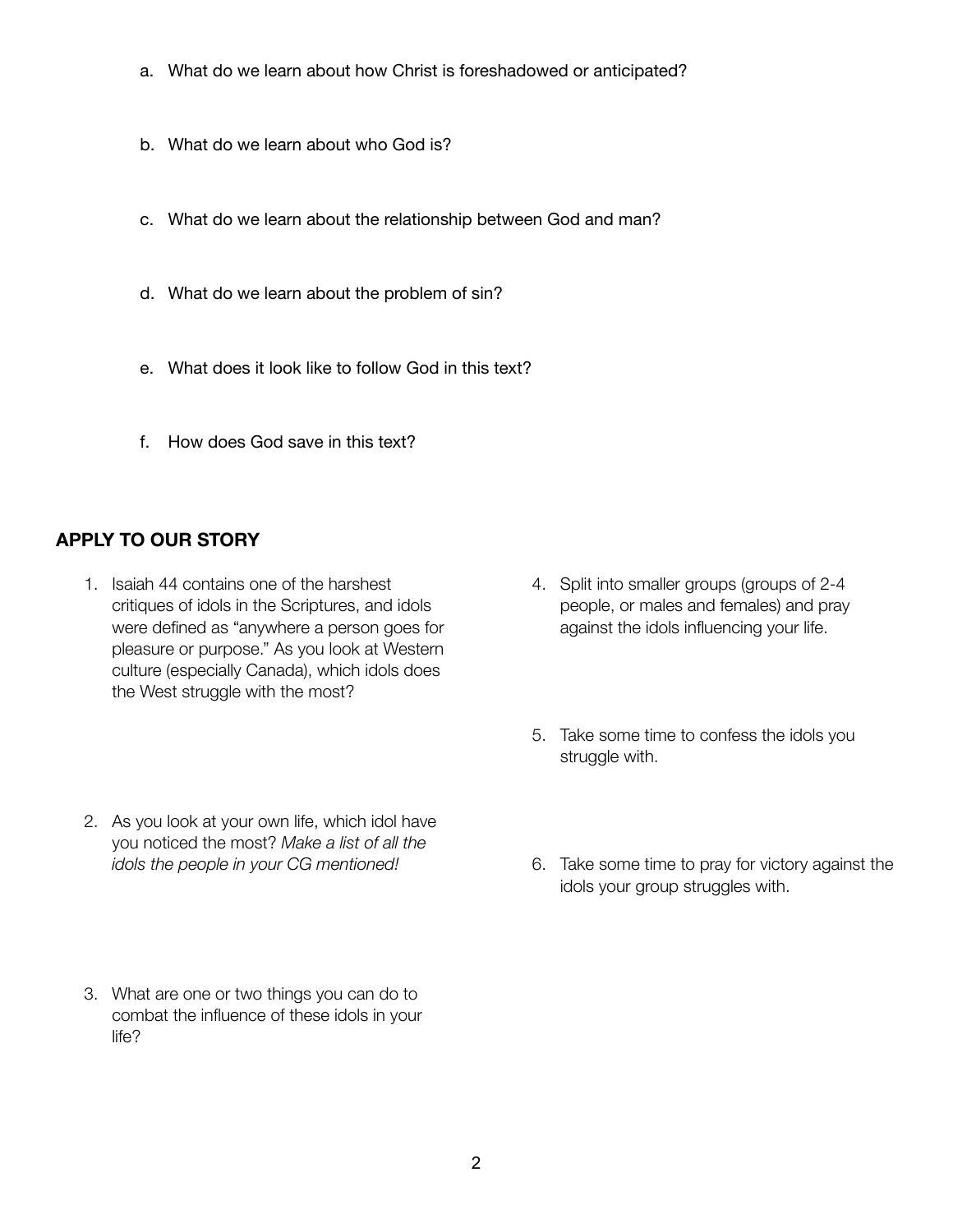a. What do we learn about how Christ is foreshadowed or anticipated?

b. What do we learn about who God is?

c. What do we learn about the relationship between God and man?

d. What do we learn about the problem of sin?

e. What does it look like to follow God in this text?

f. How does God save in this text?

## APPLY TO OUR STORY

1. Isaiah 44 contains one of the harshest critiques of idols in the Scriptures, and idols were defined as "anywhere a person goes for pleasure or purpose." As you look at Western culture (especially Canada), which idols does the West struggle with the most?

2. As you look at your own life, which idol have you noticed the most? *Make a list of all the idols the people in your CG mentioned!*

3. What are one or two things you can do to combat the influence of these idols in your life?

4. Split into smaller groups (groups of 2-4 people, or males and females) and pray against the idols influencing your life.

5. Take some time to confess the idols you struggle with.

6. Take some time to pray for victory against the idols your group struggles with.